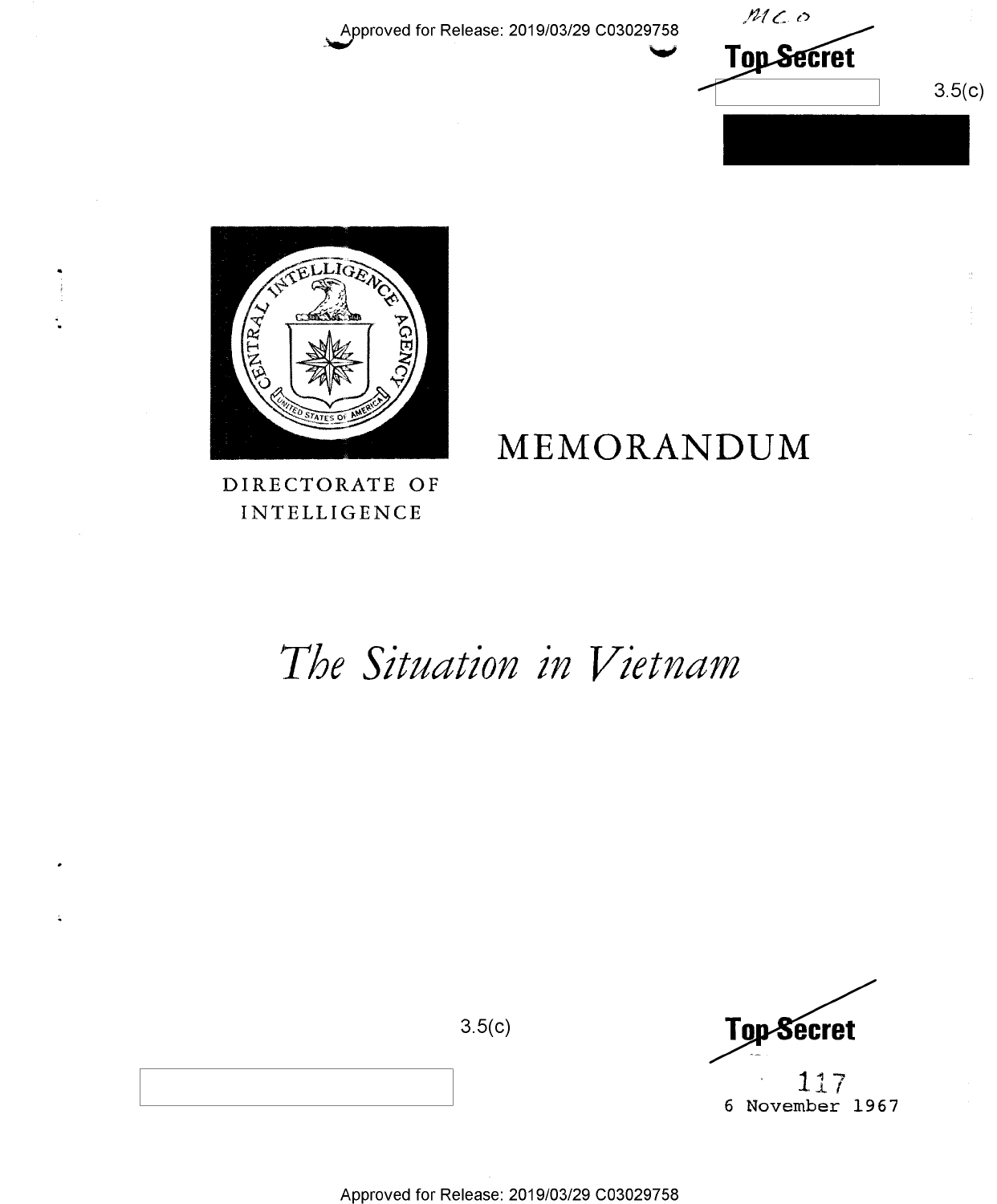Top Secret

3.5(c)

DIRECTORATE OF INTELLIGENCE

# MEMORANDUM

# *The Situation in Vietnam*

3.5(c)

Top Secret

117

6 November 1967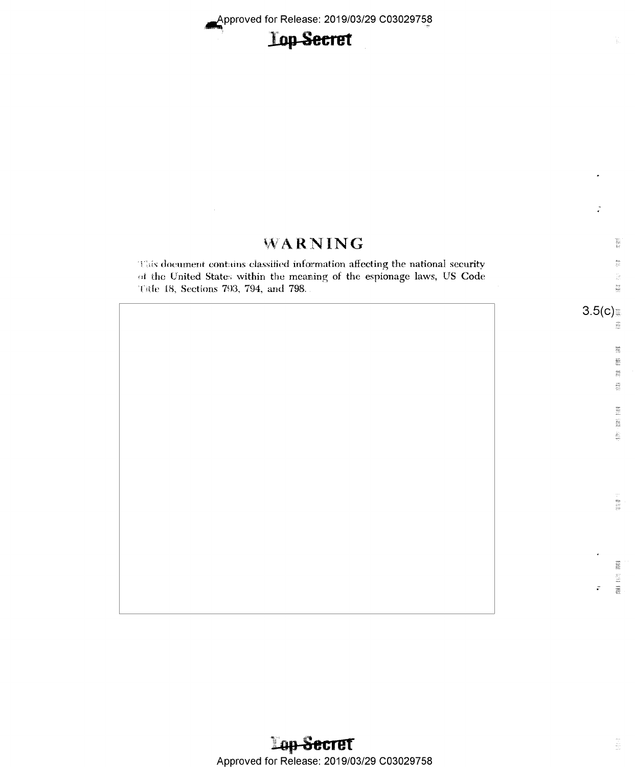# WARNING

This document contains classified information affecting the national security of the United States within the meaning of the espionage laws, US Code Title 18, Sections 793, 794, and 798.

3.5(c)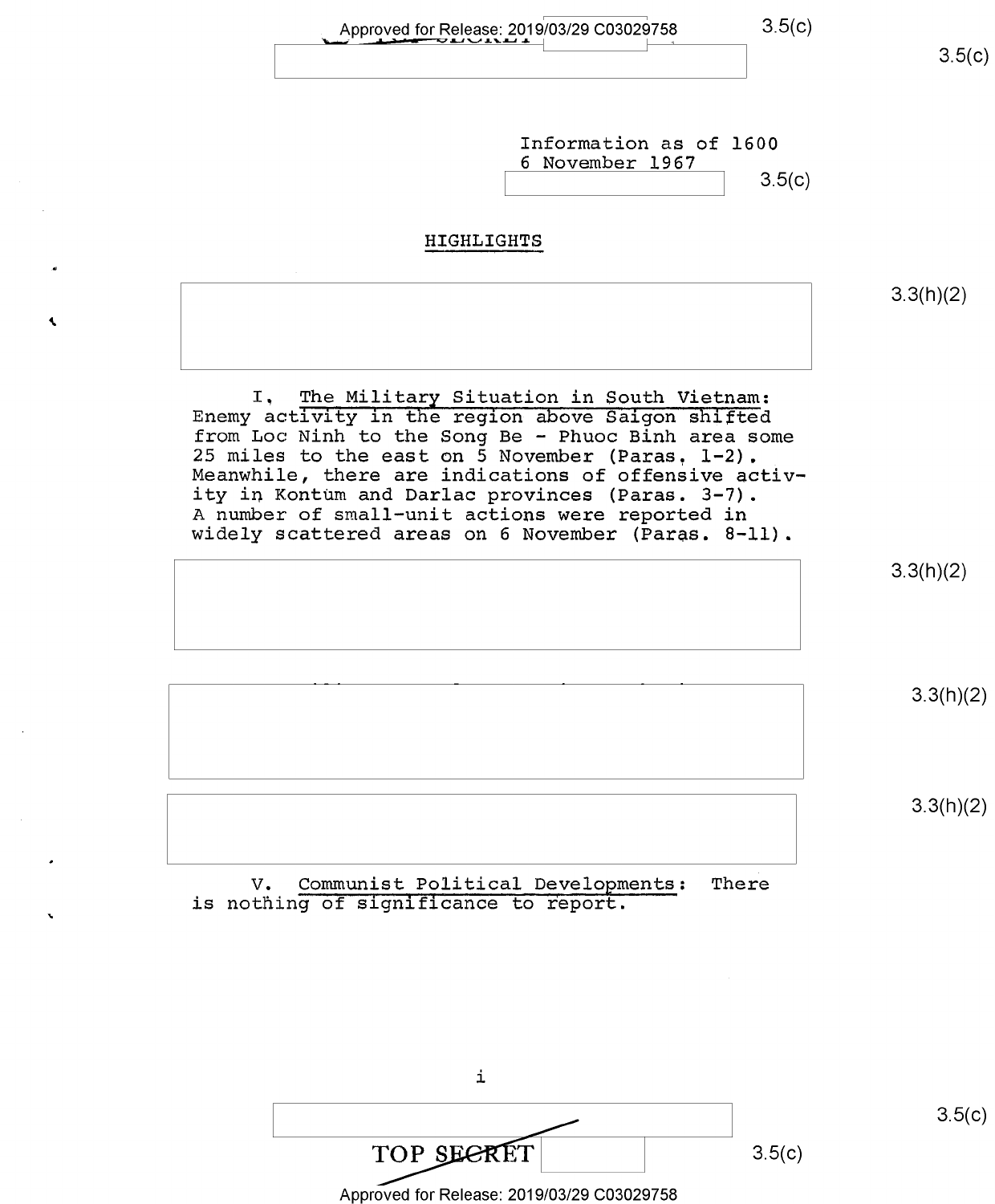Information as of 1600
6 November 1967

## HIGHLIGHTS

I. The Military Situation in South Vietnam: Enemy activity in the region above Saigon shifted from Loc Ninh to the Song Be - Phuoc Binh area some 25 miles to the east on 5 November (Paras. 1-2). Meanwhile, there are indications of offensive activity in Kontum and Darlac provinces (Paras. 3-7). A number of small-unit actions were reported in widely scattered areas on 6 November (Paras. 8-11).

V. Communist Political Developments: There is nothing of significance to report.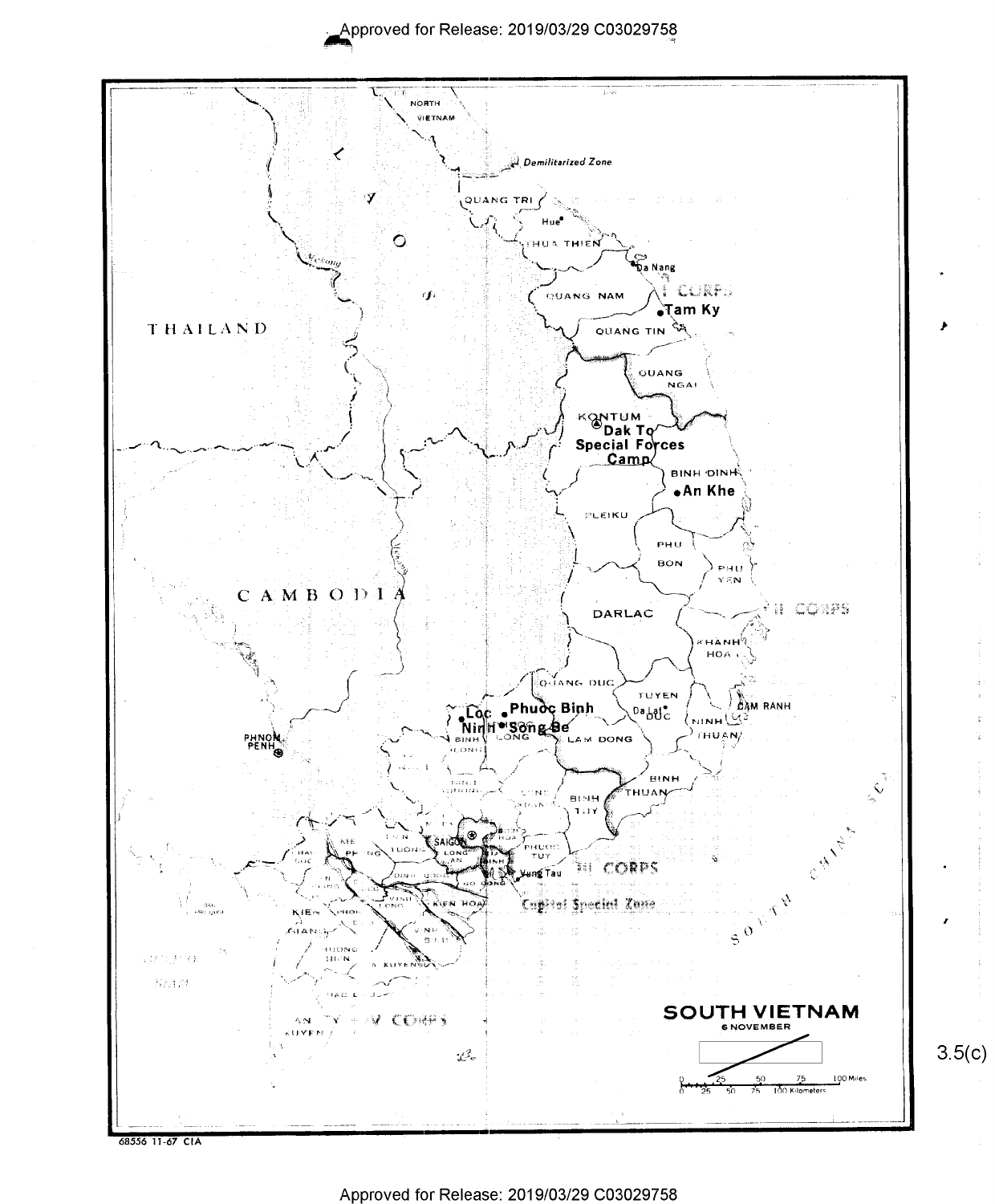NORTH VIETNAM

Demilitarized Zone

LAOS

THAILAND

CAMBODIA

QUANG TRI

Hue

THUA THIEN

Da Nang

QUANG NAM

I CORPS

Tam Ky

QUANG TIN

QUANG NGAI

KONTUM

Dak To Special Forces Camp

BINH DINH

An Khe

PLEIKU

PHU BON

PHU YEN

DARLAC

II CORPS

KHANH HOA

QUANG DUC

TUYEN DUC

Da Lat

CAM RANH

NINH THUAN

Loc Ninh

Phuoc Binh

Song Be

BINH LONG

LAM DONG

BINH THUAN

BINH TUY

PHNOM PENH

SAIGON

PHUOC TUY

Vung Tau

III CORPS

Capital Special Zone

KIEN GIANG

KIEN HOA

IV CORPS

SOUTH CHINA SEA

**SOUTH VIETNAM**

6 NOVEMBER

0 25 50 75 100 Miles

0 25 50 75 100 Kilometers

3.5(c)

68556 11-67 CIA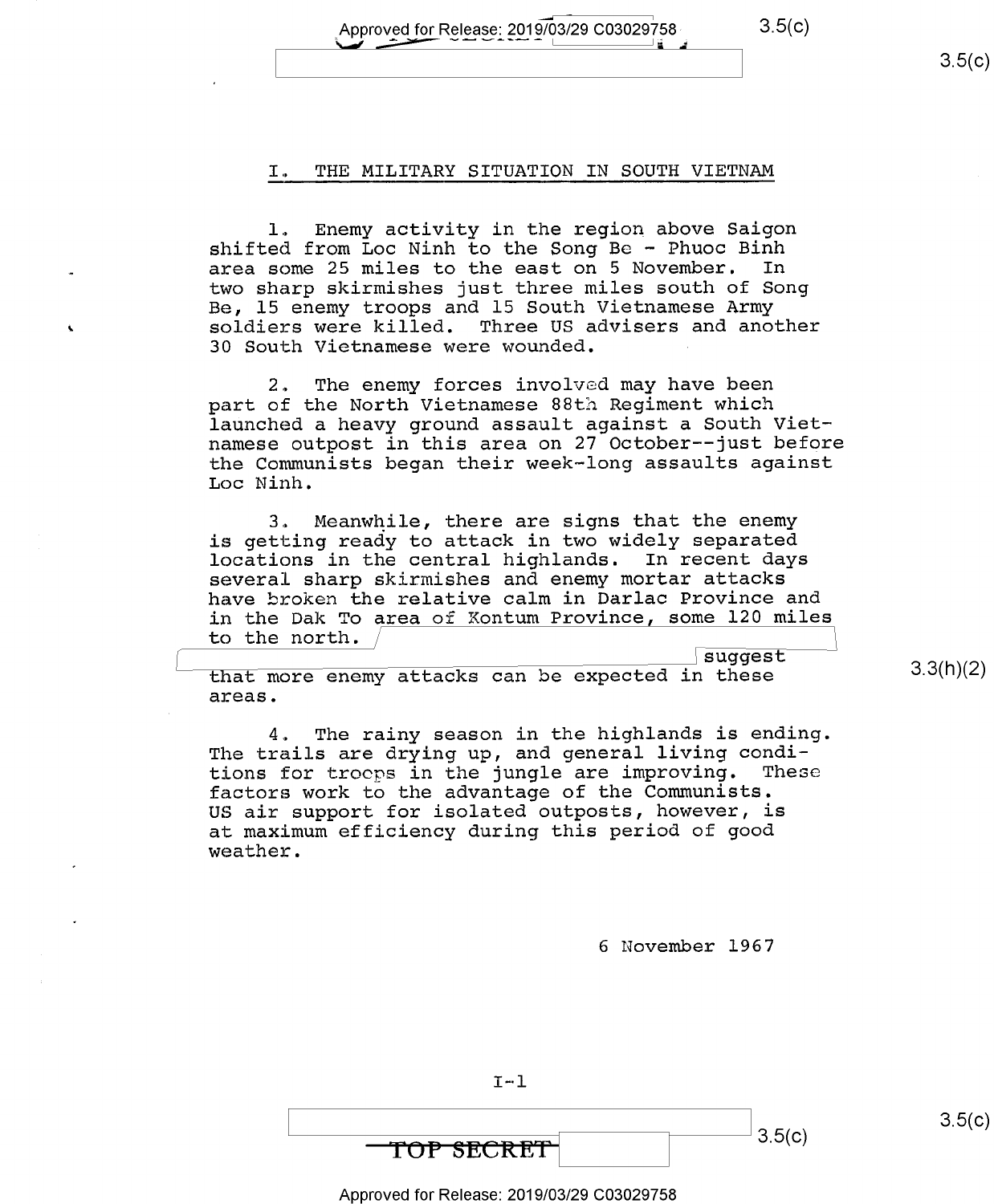## I. THE MILITARY SITUATION IN SOUTH VIETNAM

1. Enemy activity in the region above Saigon shifted from Loc Ninh to the Song Be - Phuoc Binh area some 25 miles to the east on 5 November. In two sharp skirmishes just three miles south of Song Be, 15 enemy troops and 15 South Vietnamese Army soldiers were killed. Three US advisers and another 30 South Vietnamese were wounded.

2. The enemy forces involved may have been part of the North Vietnamese 88th Regiment which launched a heavy ground assault against a South Vietnamese outpost in this area on 27 October--just before the Communists began their week-long assaults against Loc Ninh.

3. Meanwhile, there are signs that the enemy is getting ready to attack in two widely separated locations in the central highlands. In recent days several sharp skirmishes and enemy mortar attacks have broken the relative calm in Darlac Province and in the Dak To area of Kontum Province, some 120 miles to the north. [redacted] suggest that more enemy attacks can be expected in these areas.

4. The rainy season in the highlands is ending. The trails are drying up, and general living conditions for troops in the jungle are improving. These factors work to the advantage of the Communists. US air support for isolated outposts, however, is at maximum efficiency during this period of good weather.

6 November 1967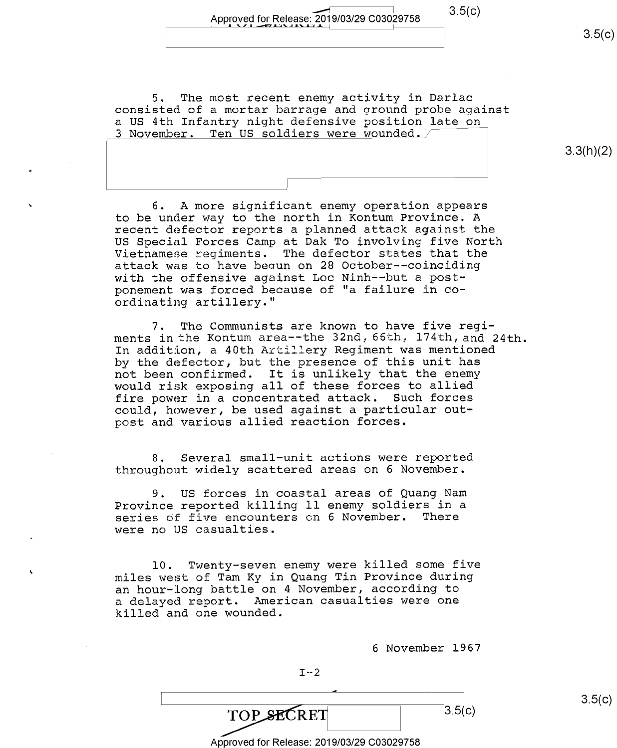5. The most recent enemy activity in Darlac consisted of a mortar barrage and ground probe against a US 4th Infantry night defensive position late on 3 November. Ten US soldiers were wounded.

6. A more significant enemy operation appears to be under way to the north in Kontum Province. A recent defector reports a planned attack against the US Special Forces Camp at Dak To involving five North Vietnamese regiments. The defector states that the attack was to have begun on 28 October--coinciding with the offensive against Loc Ninh--but a postponement was forced because of "a failure in coordinating artillery."

7. The Communists are known to have five regiments in the Kontum area--the 32nd, 66th, 174th, and 24th. In addition, a 40th Artillery Regiment was mentioned by the defector, but the presence of this unit has not been confirmed. It is unlikely that the enemy would risk exposing all of these forces to allied fire power in a concentrated attack. Such forces could, however, be used against a particular outpost and various allied reaction forces.

8. Several small-unit actions were reported throughout widely scattered areas on 6 November.

9. US forces in coastal areas of Quang Nam Province reported killing 11 enemy soldiers in a series of five encounters on 6 November. There were no US casualties.

10. Twenty-seven enemy were killed some five miles west of Tam Ky in Quang Tin Province during an hour-long battle on 4 November, according to a delayed report. American casualties were one killed and one wounded.

6 November 1967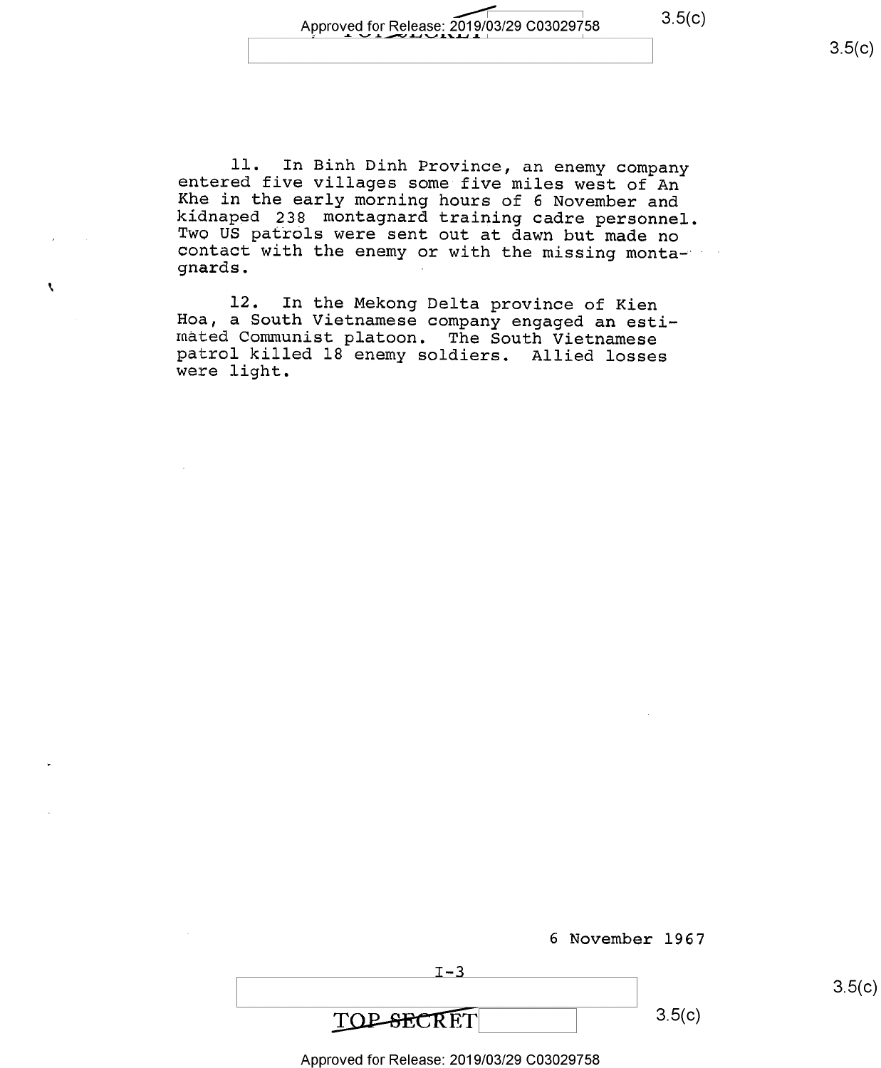11. In Binh Dinh Province, an enemy company entered five villages some five miles west of An Khe in the early morning hours of 6 November and kidnaped 238 montagnard training cadre personnel. Two US patrols were sent out at dawn but made no contact with the enemy or with the missing montagnards.

12. In the Mekong Delta province of Kien Hoa, a South Vietnamese company engaged an estimated Communist platoon. The South Vietnamese patrol killed 18 enemy soldiers. Allied losses were light.

6 November 1967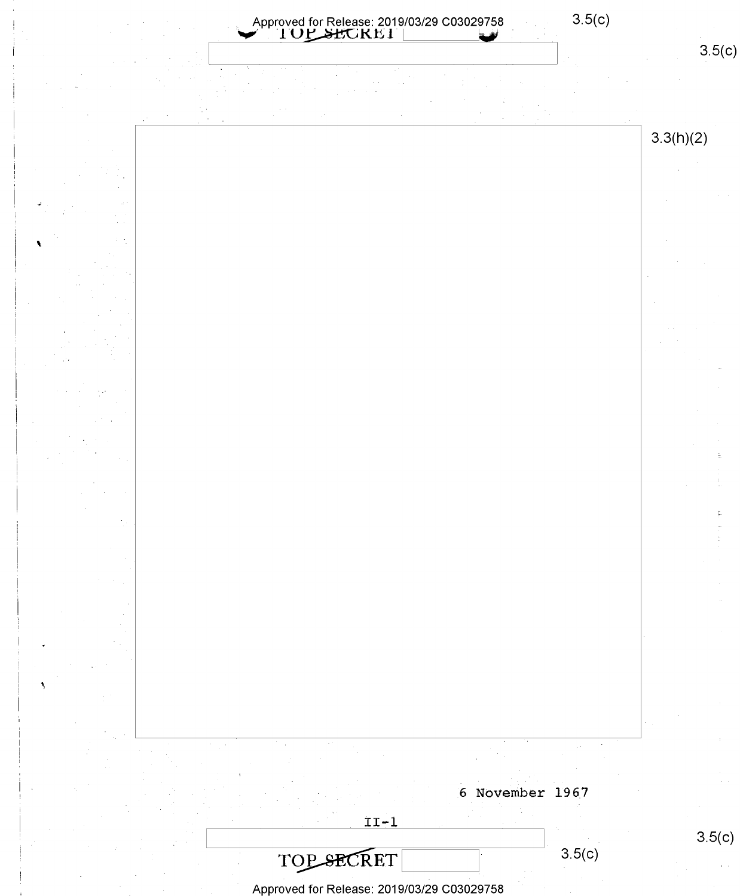3.5(c)

3.5(c)

3.3(h)(2)

6 November 1967

II-1

3.5(c)

3.5(c)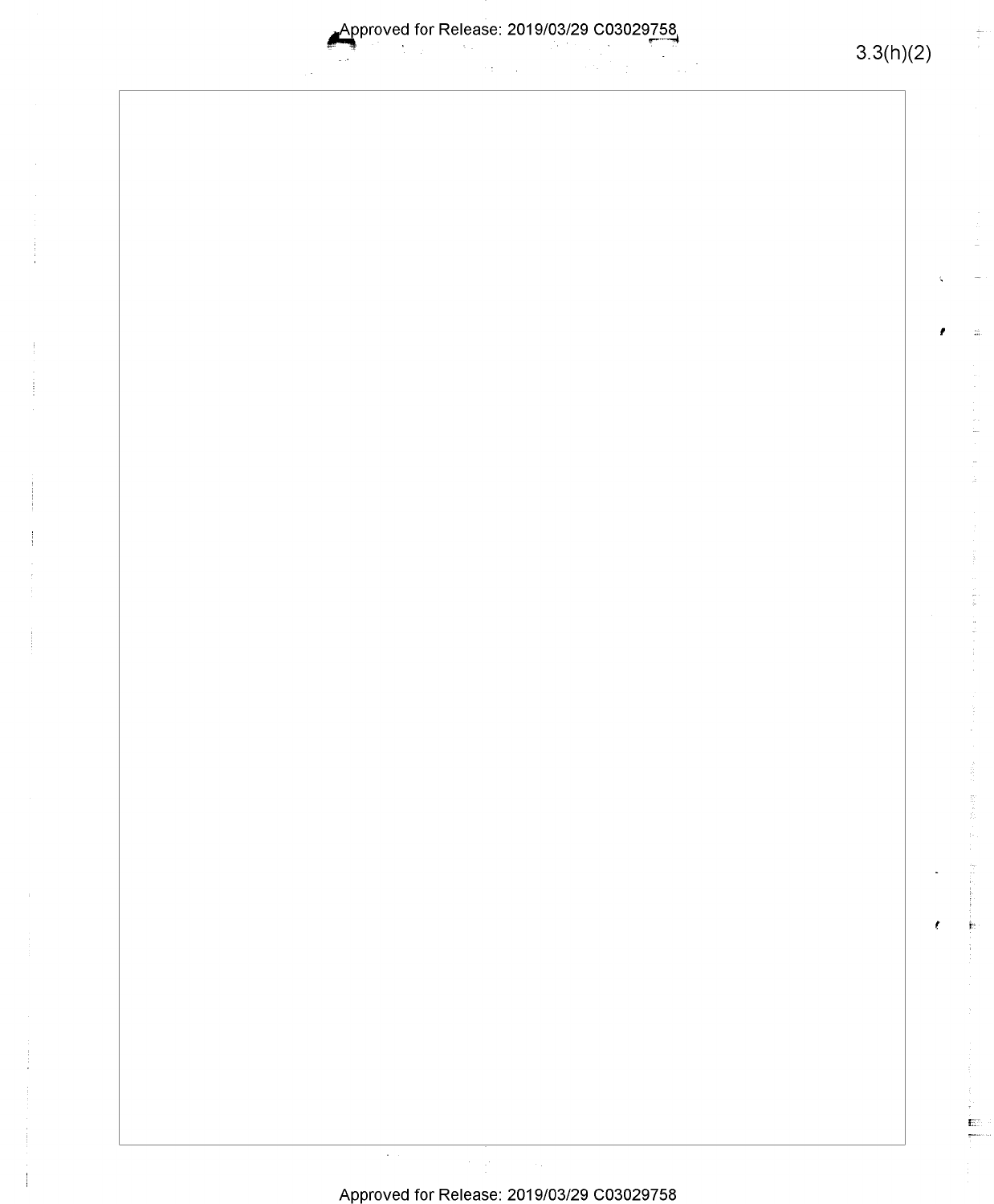3.3(h)(2)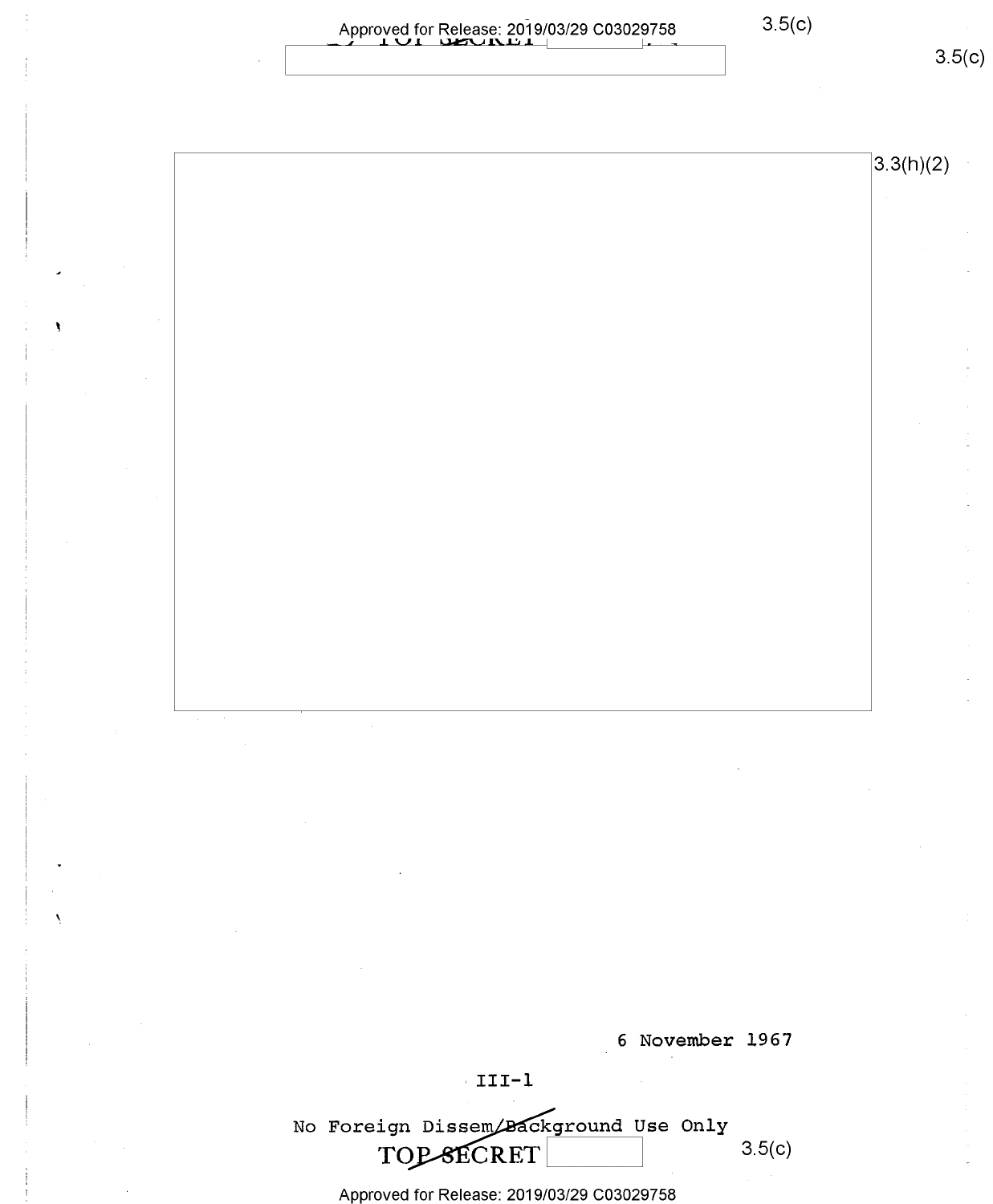TOP SECRET

3.5(c)

3.3(h)(2)

6 November 1967

III-1

No Foreign Dissem/Background Use Only

TOP SECRET

3.5(c)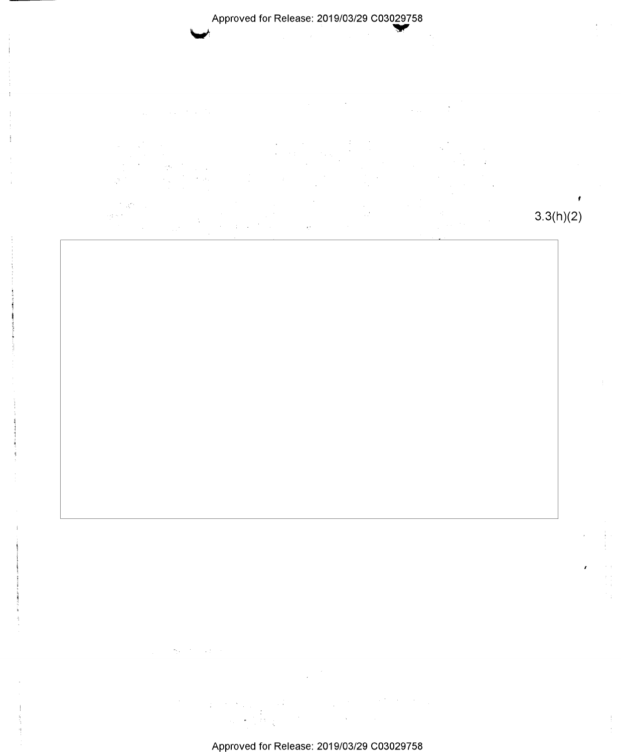3.3(h)(2)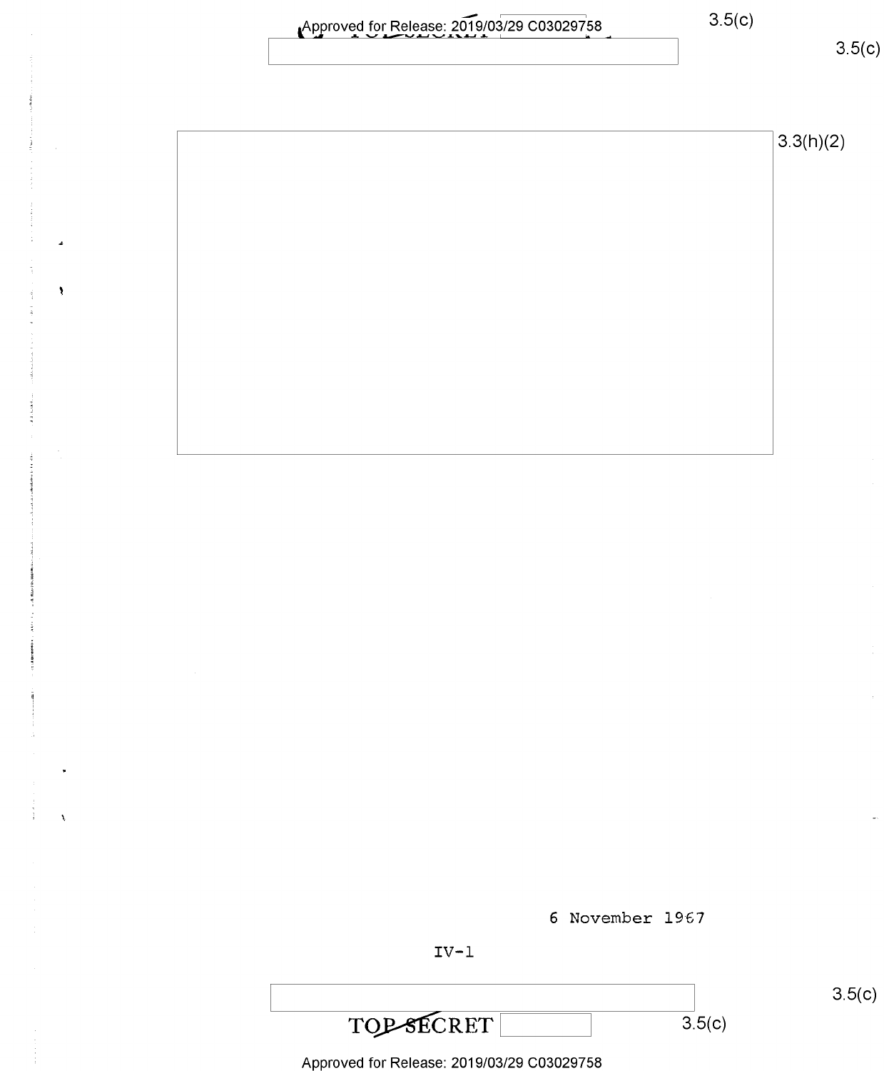TOP SECRET

3.5(c)

3.5(c)

3.3(h)(2)

6 November 1967

IV-1

3.5(c)

TOP SECRET

3.5(c)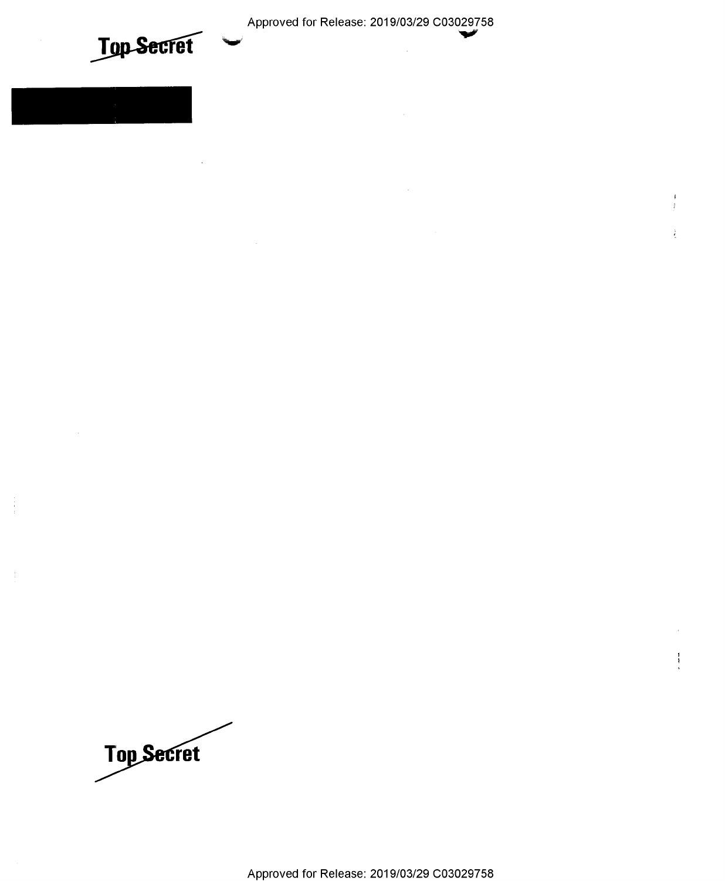Top Secret

Top Secret